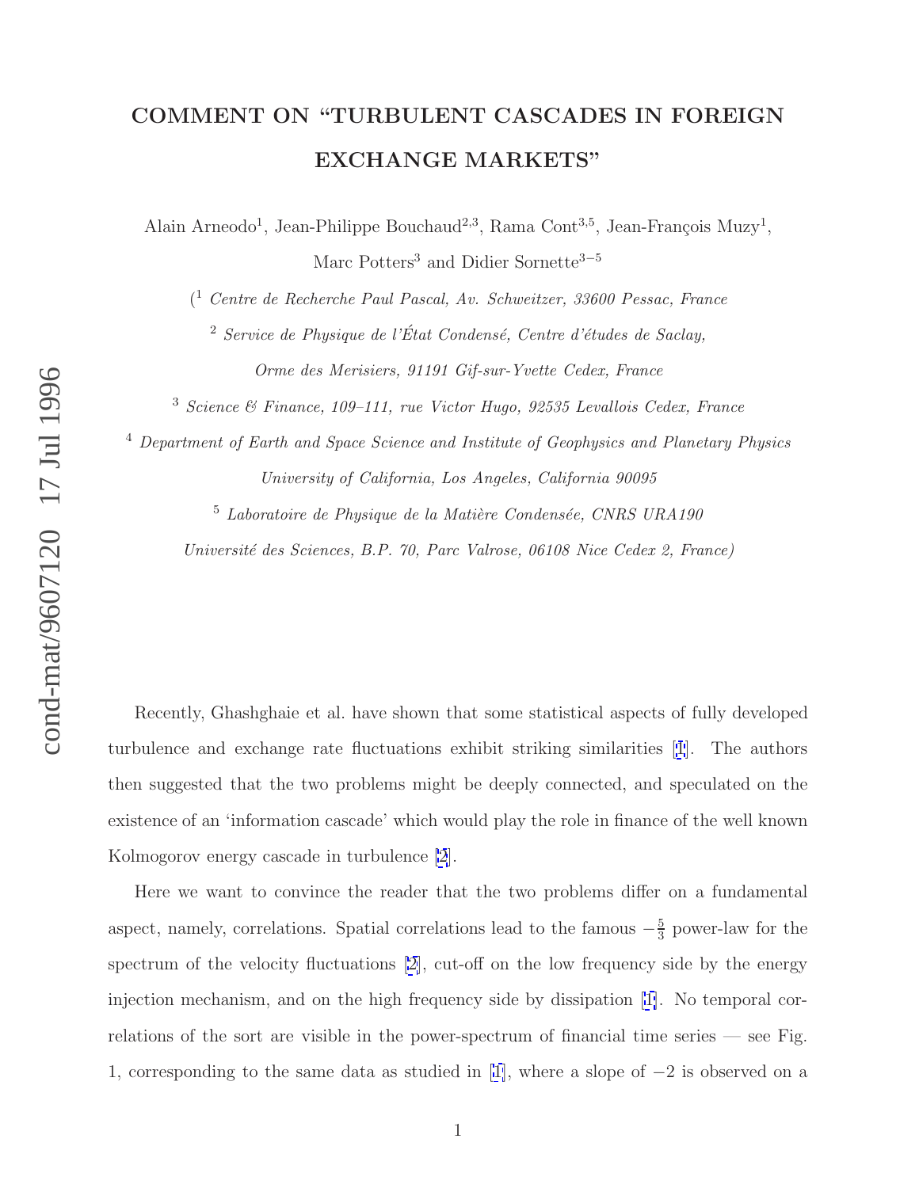# COMMENT ON "TURBULENT CASCADES IN FOREIGN EXCHANGE MARKETS"

Alain Arneodo[1], Jean-Philippe Bouchaud[2,3], Rama Cont[3,5], Jean-François Muzy[1], Marc Potters[3] and Didier Sornette[3−5]

([1] *Centre de Recherche Paul Pascal, Av. Schweitzer, 33600 Pessac, France*

[2] *Service de Physique de l'État Condensé, Centre d'études de Saclay, Orme des Merisiers, 91191 Gif-sur-Yvette Cedex, France*

[3] *Science & Finance, 109–111, rue Victor Hugo, 92535 Levallois Cedex, France*

[4] *Department of Earth and Space Science and Institute of Geophysics and Planetary Physics University of California, Los Angeles, California 90095*

[5] *Laboratoire de Physique de la Matière Condensée, CNRS URA190 Université des Sciences, B.P. 70, Parc Valrose, 06108 Nice Cedex 2, France*)

Recently, Ghashghaie et al. have shown that some statistical aspects of fully developed turbulence and exchange rate fluctuations exhibit striking similarities [1]. The authors then suggested that the two problems might be deeply connected, and speculated on the existence of an 'information cascade' which would play the role in finance of the well known Kolmogorov energy cascade in turbulence [2].

Here we want to convince the reader that the two problems differ on a fundamental aspect, namely, correlations. Spatial correlations lead to the famous $-\frac{5}{3}$ power-law for the spectrum of the velocity fluctuations [2], cut-off on the low frequency side by the energy injection mechanism, and on the high frequency side by dissipation [1]. No temporal correlations of the sort are visible in the power-spectrum of financial time series — see Fig. 1, corresponding to the same data as studied in [1], where a slope of $-2$ is observed on a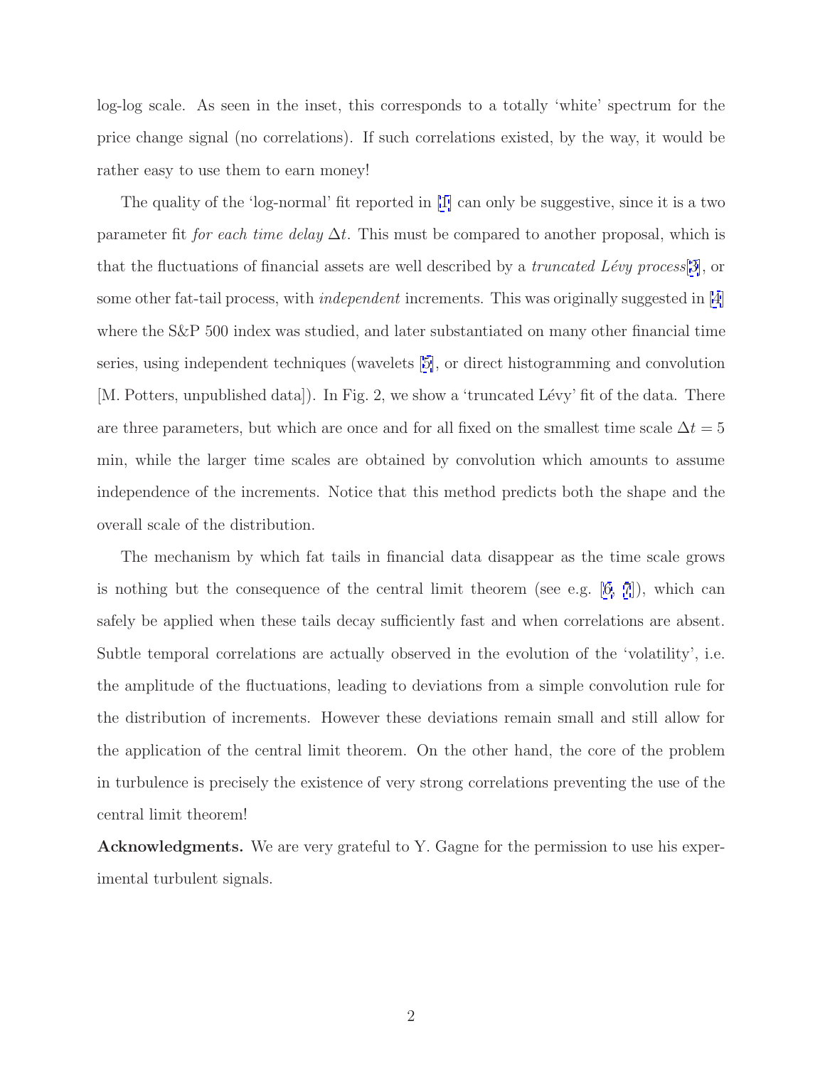log-log scale. As seen in the inset, this corresponds to a totally 'white' spectrum for the price change signal (no correlations). If such correlations existed, by the way, it would be rather easy to use them to earn money!

The quality of the 'log-normal' fit reported in [1] can only be suggestive, since it is a two parameter fit *for each time delay* $\Delta t$. This must be compared to another proposal, which is that the fluctuations of financial assets are well described by a *truncated Lévy process*[3], or some other fat-tail process, with *independent* increments. This was originally suggested in [4] where the S&P 500 index was studied, and later substantiated on many other financial time series, using independent techniques (wavelets [5], or direct histogramming and convolution [M. Potters, unpublished data]). In Fig. 2, we show a 'truncated Lévy' fit of the data. There are three parameters, but which are once and for all fixed on the smallest time scale $\Delta t = 5$ min, while the larger time scales are obtained by convolution which amounts to assume independence of the increments. Notice that this method predicts both the shape and the overall scale of the distribution.

The mechanism by which fat tails in financial data disappear as the time scale grows is nothing but the consequence of the central limit theorem (see e.g. [6, 7]), which can safely be applied when these tails decay sufficiently fast and when correlations are absent. Subtle temporal correlations are actually observed in the evolution of the 'volatility', i.e. the amplitude of the fluctuations, leading to deviations from a simple convolution rule for the distribution of increments. However these deviations remain small and still allow for the application of the central limit theorem. On the other hand, the core of the problem in turbulence is precisely the existence of very strong correlations preventing the use of the central limit theorem!

**Acknowledgments.** We are very grateful to Y. Gagne for the permission to use his experimental turbulent signals.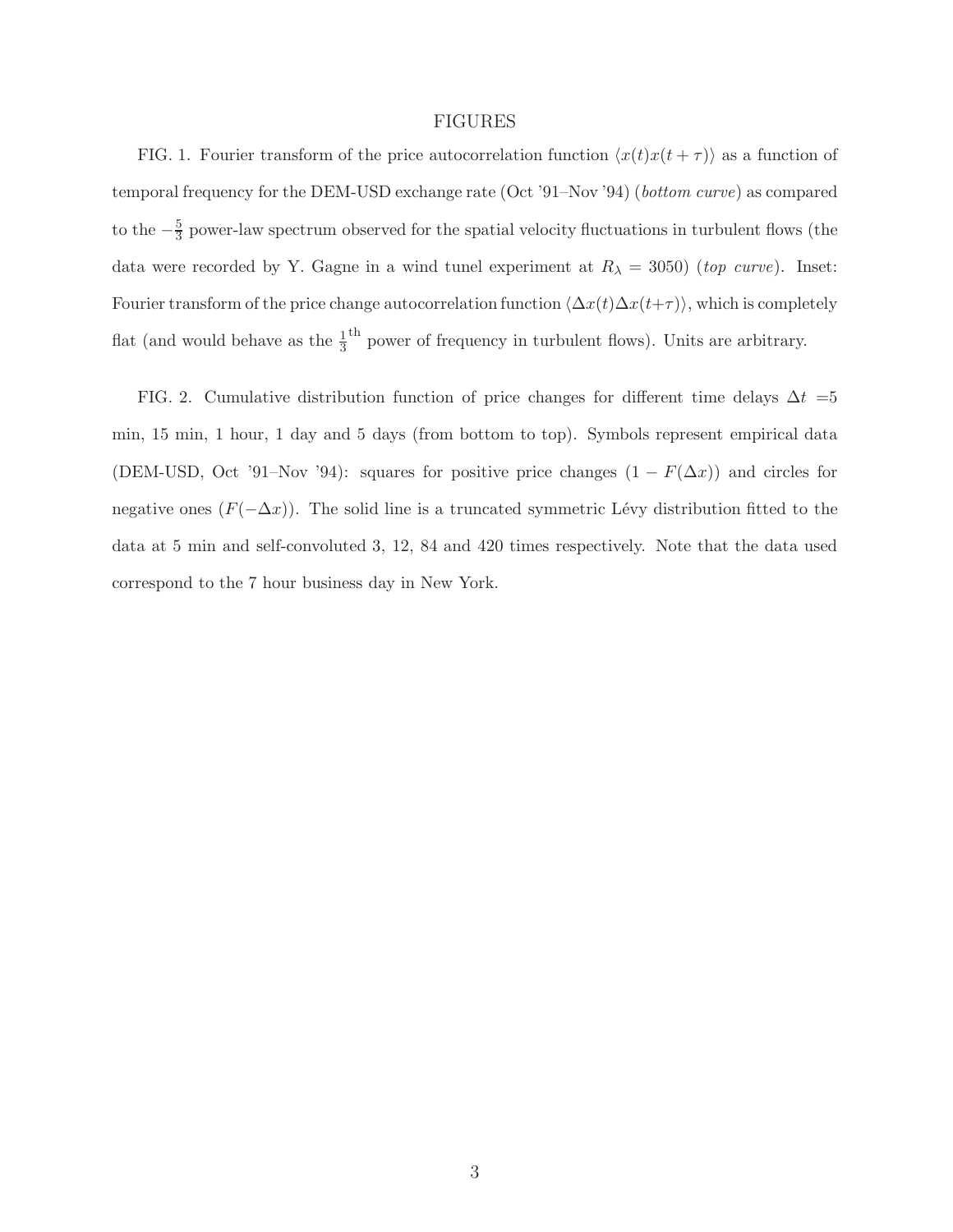# FIGURES

FIG. 1. Fourier transform of the price autocorrelation function $\langle x(t)x(t+\tau)\rangle$ as a function of temporal frequency for the DEM-USD exchange rate (Oct '91–Nov '94) (*bottom curve*) as compared to the $-\frac{5}{3}$ power-law spectrum observed for the spatial velocity fluctuations in turbulent flows (the data were recorded by Y. Gagne in a wind tunel experiment at $R_\lambda = 3050$) (*top curve*). Inset: Fourier transform of the price change autocorrelation function $\langle \Delta x(t)\Delta x(t+\tau)\rangle$, which is completely flat (and would behave as the $\frac{1}{3}^{\text{th}}$ power of frequency in turbulent flows). Units are arbitrary.

FIG. 2. Cumulative distribution function of price changes for different time delays $\Delta t$ =5 min, 15 min, 1 hour, 1 day and 5 days (from bottom to top). Symbols represent empirical data (DEM-USD, Oct '91–Nov '94): squares for positive price changes ($1 - F(\Delta x)$) and circles for negative ones ($F(-\Delta x)$). The solid line is a truncated symmetric Lévy distribution fitted to the data at 5 min and self-convoluted 3, 12, 84 and 420 times respectively. Note that the data used correspond to the 7 hour business day in New York.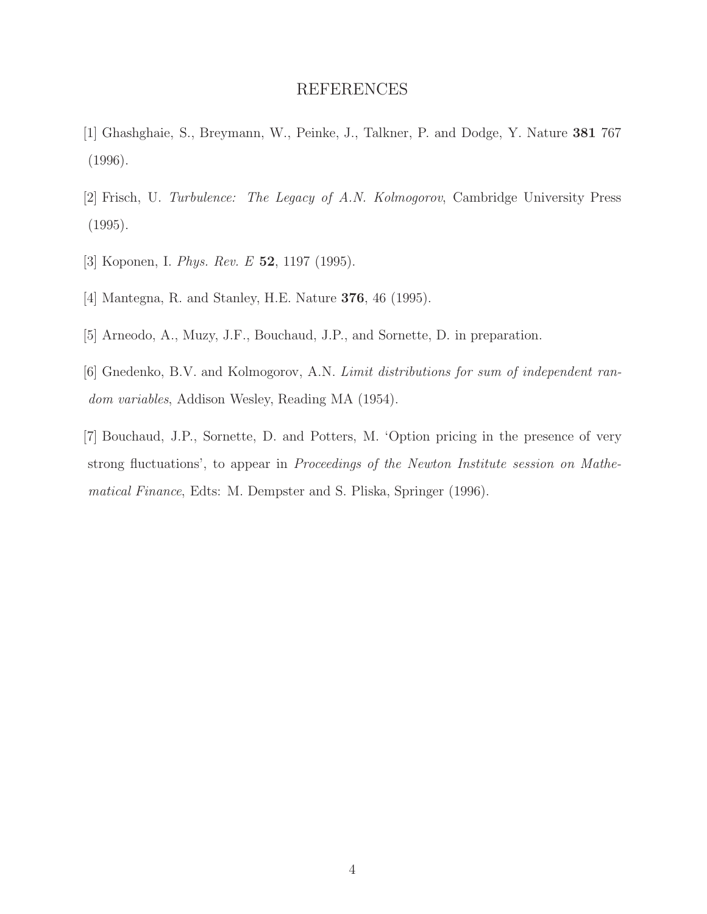# REFERENCES

[1] Ghashghaie, S., Breymann, W., Peinke, J., Talkner, P. and Dodge, Y. Nature **381** 767 (1996).

[2] Frisch, U. *Turbulence: The Legacy of A.N. Kolmogorov*, Cambridge University Press (1995).

[3] Koponen, I. *Phys. Rev. E* **52**, 1197 (1995).

[4] Mantegna, R. and Stanley, H.E. Nature **376**, 46 (1995).

[5] Arneodo, A., Muzy, J.F., Bouchaud, J.P., and Sornette, D. in preparation.

[6] Gnedenko, B.V. and Kolmogorov, A.N. *Limit distributions for sum of independent random variables*, Addison Wesley, Reading MA (1954).

[7] Bouchaud, J.P., Sornette, D. and Potters, M. 'Option pricing in the presence of very strong fluctuations', to appear in *Proceedings of the Newton Institute session on Mathematical Finance*, Edts: M. Dempster and S. Pliska, Springer (1996).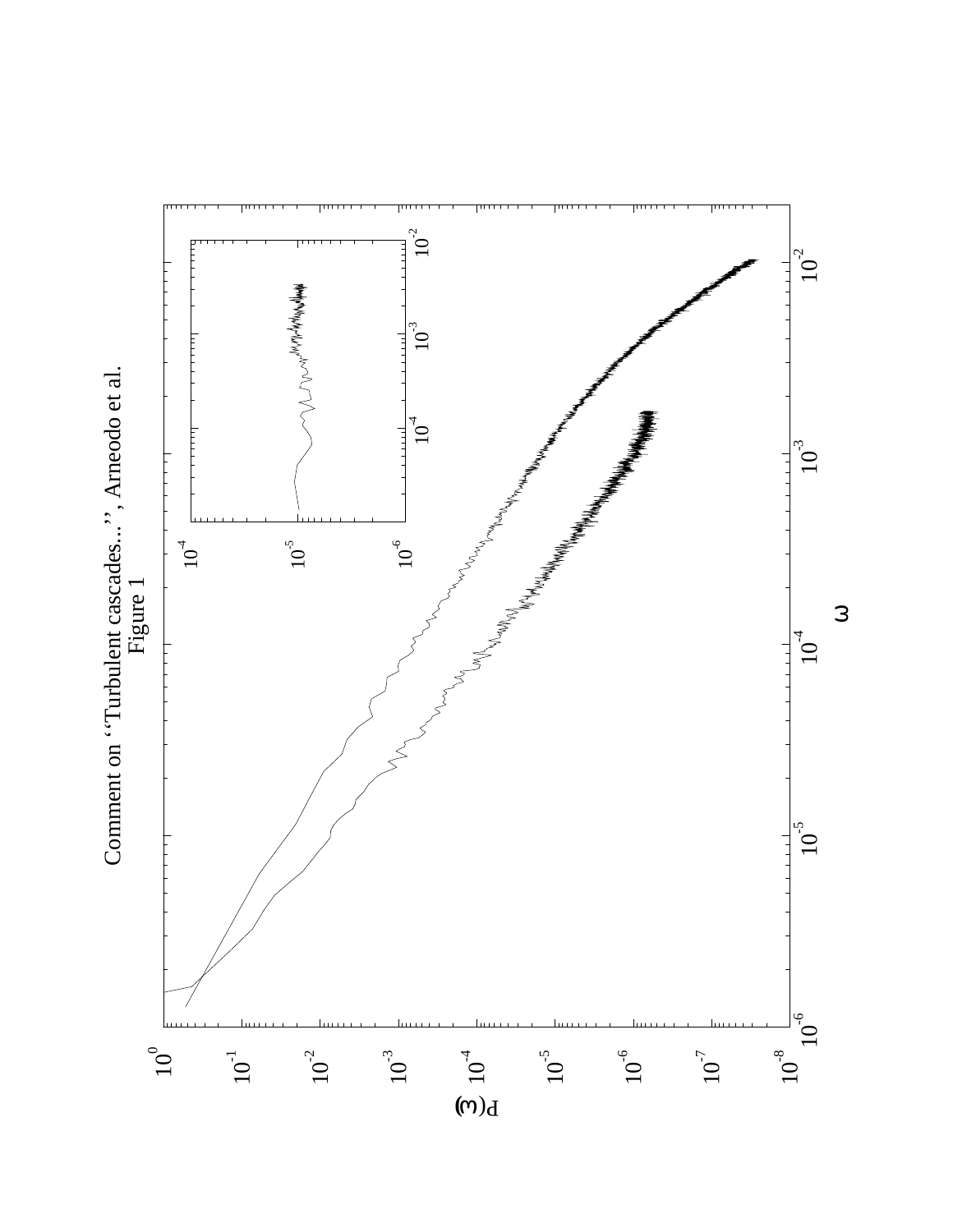Comment on ''Turbulent cascades...'', Arneodo et al.

Figure 1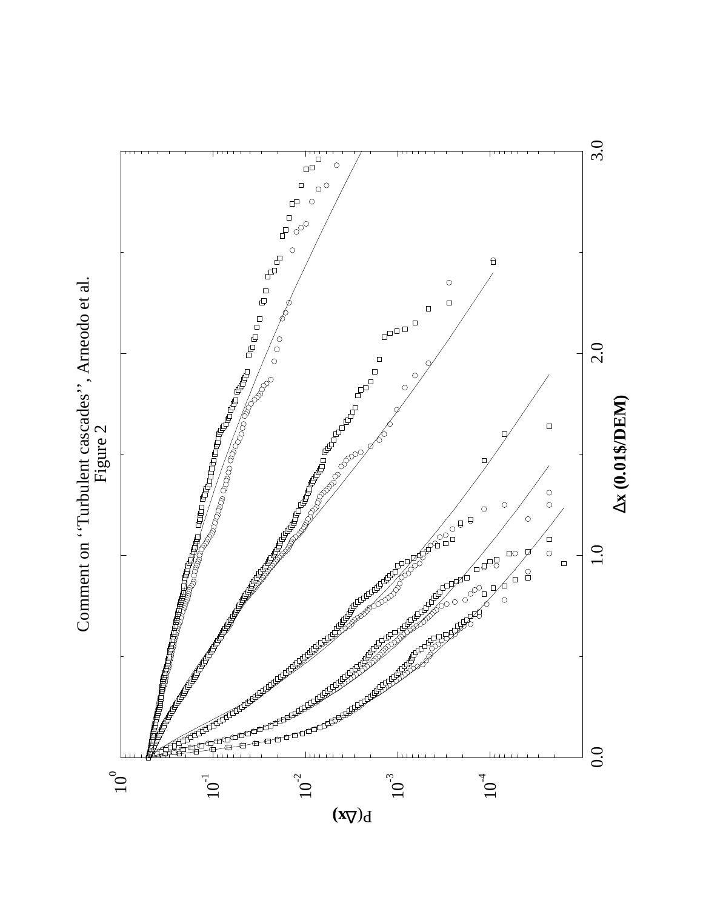Comment on ''Turbulent cascades'', Arneodo et al.

Figure 2

$P(\Delta x)$

$10^0$

$10^{-1}$

$10^{-2}$

$10^{-3}$

$10^{-4}$

0.0

1.0

2.0

3.0

**$\Delta$x (0.01$/DEM)**